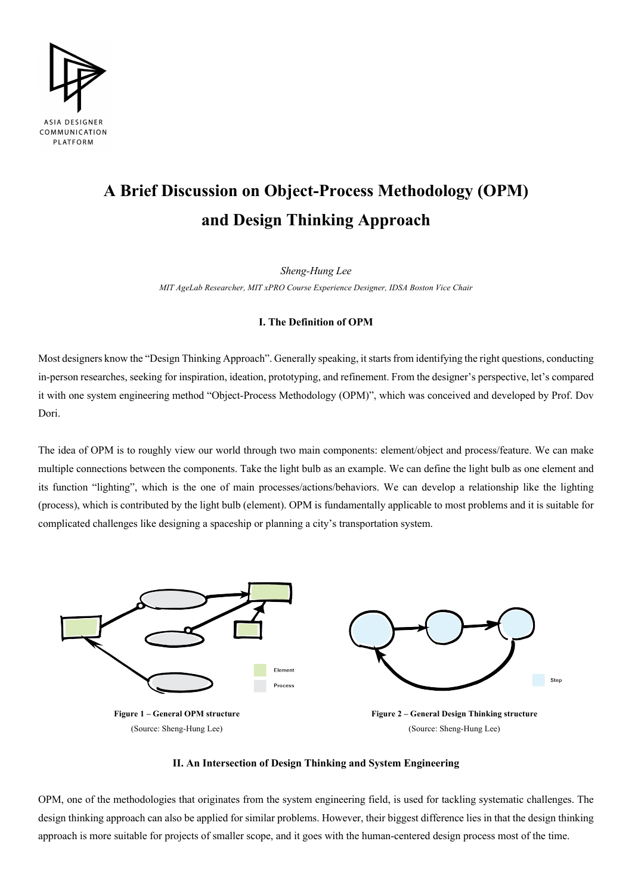ASIA DESIGNER COMMUNICATION PLATFORM

# A Brief Discussion on Object-Process Methodology (OPM) and Design Thinking Approach

*Sheng-Hung Lee*

*MIT AgeLab Researcher, MIT xPRO Course Experience Designer, IDSA Boston Vice Chair*

## I. The Definition of OPM

Most designers know the "Design Thinking Approach". Generally speaking, it starts from identifying the right questions, conducting in-person researches, seeking for inspiration, ideation, prototyping, and refinement. From the designer's perspective, let's compared it with one system engineering method "Object-Process Methodology (OPM)", which was conceived and developed by Prof. Dov Dori.

The idea of OPM is to roughly view our world through two main components: element/object and process/feature. We can make multiple connections between the components. Take the light bulb as an example. We can define the light bulb as one element and its function "lighting", which is the one of main processes/actions/behaviors. We can develop a relationship like the lighting (process), which is contributed by the light bulb (element). OPM is fundamentally applicable to most problems and it is suitable for complicated challenges like designing a spaceship or planning a city's transportation system.

Element

Process

**Figure 1 – General OPM structure**

(Source: Sheng-Hung Lee)

Step

**Figure 2 – General Design Thinking structure**

(Source: Sheng-Hung Lee)

## II. An Intersection of Design Thinking and System Engineering

OPM, one of the methodologies that originates from the system engineering field, is used for tackling systematic challenges. The design thinking approach can also be applied for similar problems. However, their biggest difference lies in that the design thinking approach is more suitable for projects of smaller scope, and it goes with the human-centered design process most of the time.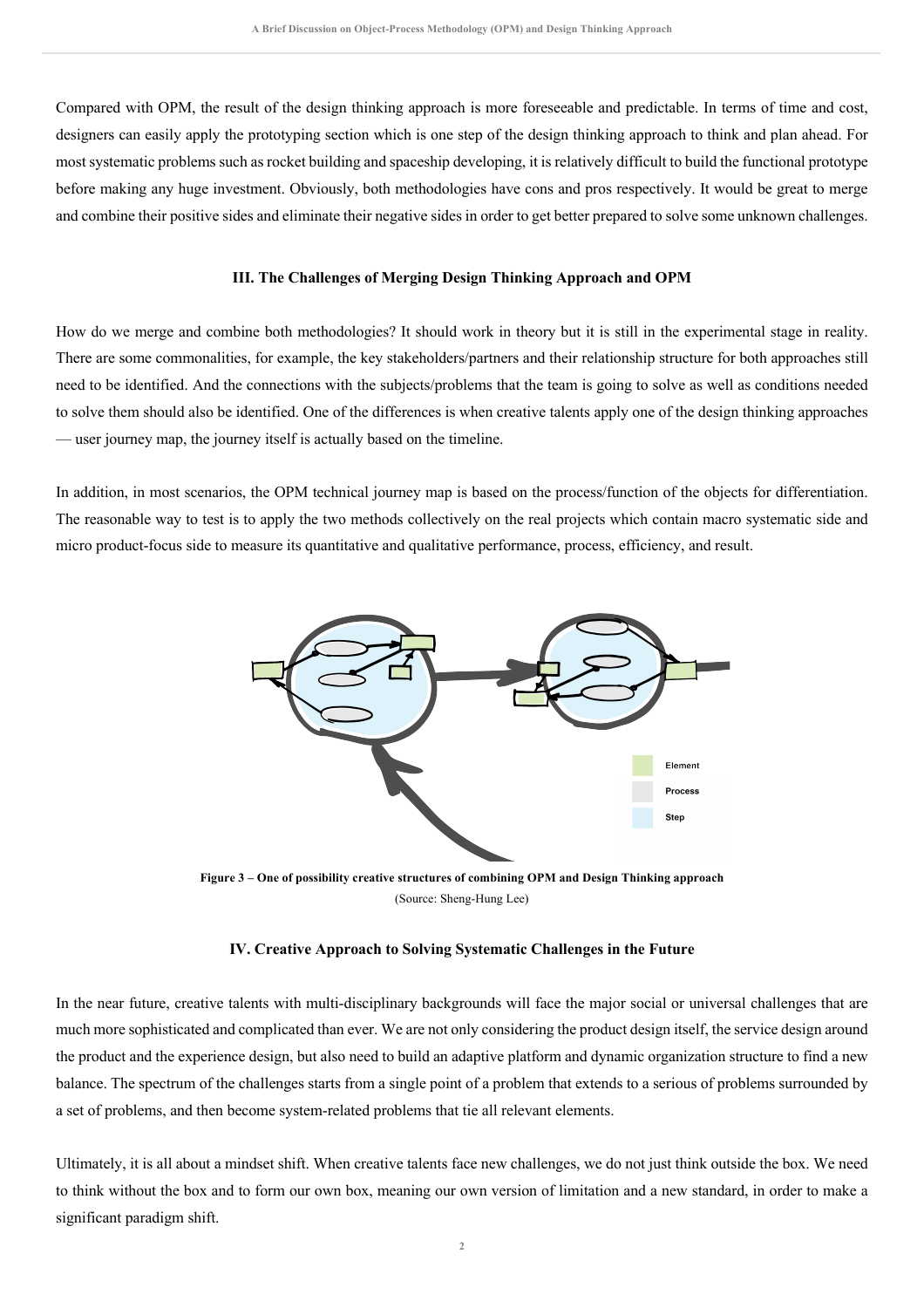Compared with OPM, the result of the design thinking approach is more foreseeable and predictable. In terms of time and cost, designers can easily apply the prototyping section which is one step of the design thinking approach to think and plan ahead. For most systematic problems such as rocket building and spaceship developing, it is relatively difficult to build the functional prototype before making any huge investment. Obviously, both methodologies have cons and pros respectively. It would be great to merge and combine their positive sides and eliminate their negative sides in order to get better prepared to solve some unknown challenges.

## III. The Challenges of Merging Design Thinking Approach and OPM

How do we merge and combine both methodologies? It should work in theory but it is still in the experimental stage in reality. There are some commonalities, for example, the key stakeholders/partners and their relationship structure for both approaches still need to be identified. And the connections with the subjects/problems that the team is going to solve as well as conditions needed to solve them should also be identified. One of the differences is when creative talents apply one of the design thinking approaches — user journey map, the journey itself is actually based on the timeline.

In addition, in most scenarios, the OPM technical journey map is based on the process/function of the objects for differentiation. The reasonable way to test is to apply the two methods collectively on the real projects which contain macro systematic side and micro product-focus side to measure its quantitative and qualitative performance, process, efficiency, and result.

Element

Process

Step

**Figure 3 – One of possibility creative structures of combining OPM and Design Thinking approach**
(Source: Sheng-Hung Lee)

## IV. Creative Approach to Solving Systematic Challenges in the Future

In the near future, creative talents with multi-disciplinary backgrounds will face the major social or universal challenges that are much more sophisticated and complicated than ever. We are not only considering the product design itself, the service design around the product and the experience design, but also need to build an adaptive platform and dynamic organization structure to find a new balance. The spectrum of the challenges starts from a single point of a problem that extends to a serious of problems surrounded by a set of problems, and then become system-related problems that tie all relevant elements.

Ultimately, it is all about a mindset shift. When creative talents face new challenges, we do not just think outside the box. We need to think without the box and to form our own box, meaning our own version of limitation and a new standard, in order to make a significant paradigm shift.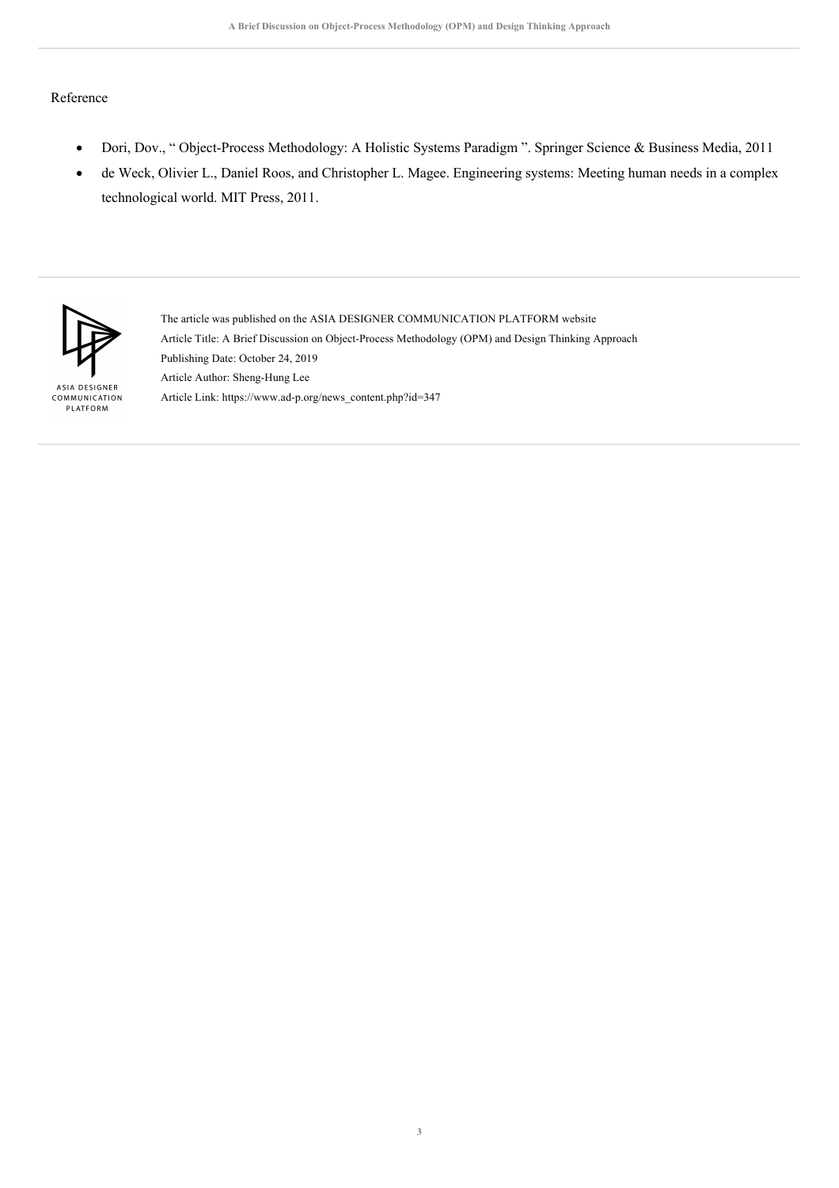Reference

- Dori, Dov., " Object-Process Methodology: A Holistic Systems Paradigm ". Springer Science & Business Media, 2011
- de Weck, Olivier L., Daniel Roos, and Christopher L. Magee. Engineering systems: Meeting human needs in a complex technological world. MIT Press, 2011.

ASIA DESIGNER COMMUNICATION PLATFORM

The article was published on the ASIA DESIGNER COMMUNICATION PLATFORM website
Article Title: A Brief Discussion on Object-Process Methodology (OPM) and Design Thinking Approach
Publishing Date: October 24, 2019
Article Author: Sheng-Hung Lee
Article Link: https://www.ad-p.org/news_content.php?id=347